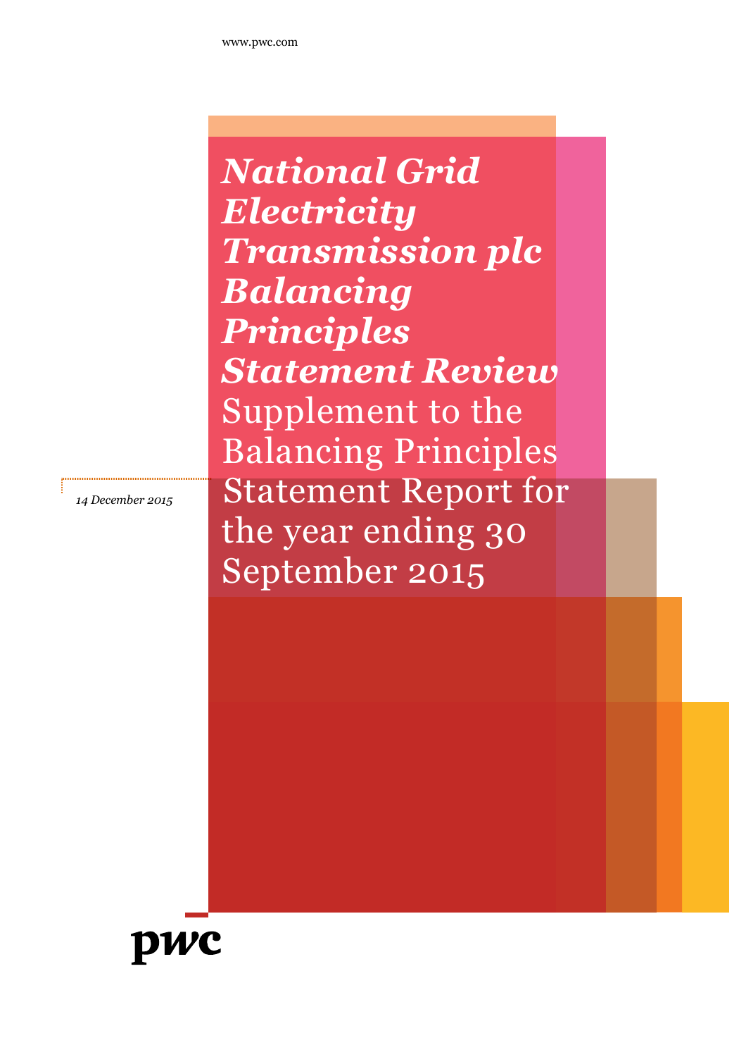www.pwc.com

# *National Grid Electricity Transmission plc Balancing Principles Statement Review*

## Supplement to the Balancing Principles Statement Report for the year ending 30 September 2015

*14 December 2015*

pwc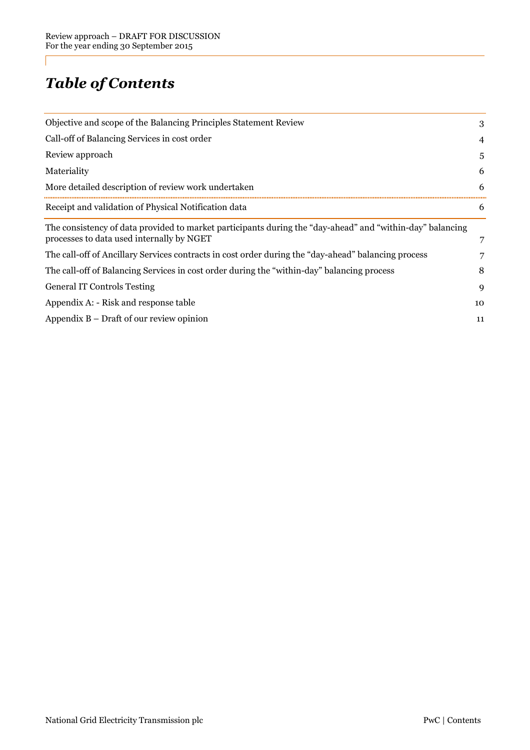# *Table of Contents*

| | |
|---|---|
| Objective and scope of the Balancing Principles Statement Review | 3 |
| Call-off of Balancing Services in cost order | 4 |
| Review approach | 5 |
| Materiality | 6 |
| More detailed description of review work undertaken | 6 |
| Receipt and validation of Physical Notification data | 6 |
| The consistency of data provided to market participants during the "day-ahead" and "within-day" balancing processes to data used internally by NGET | 7 |
| The call-off of Ancillary Services contracts in cost order during the "day-ahead" balancing process | 7 |
| The call-off of Balancing Services in cost order during the "within-day" balancing process | 8 |
| General IT Controls Testing | 9 |
| Appendix A: - Risk and response table | 10 |
| Appendix B – Draft of our review opinion | 11 |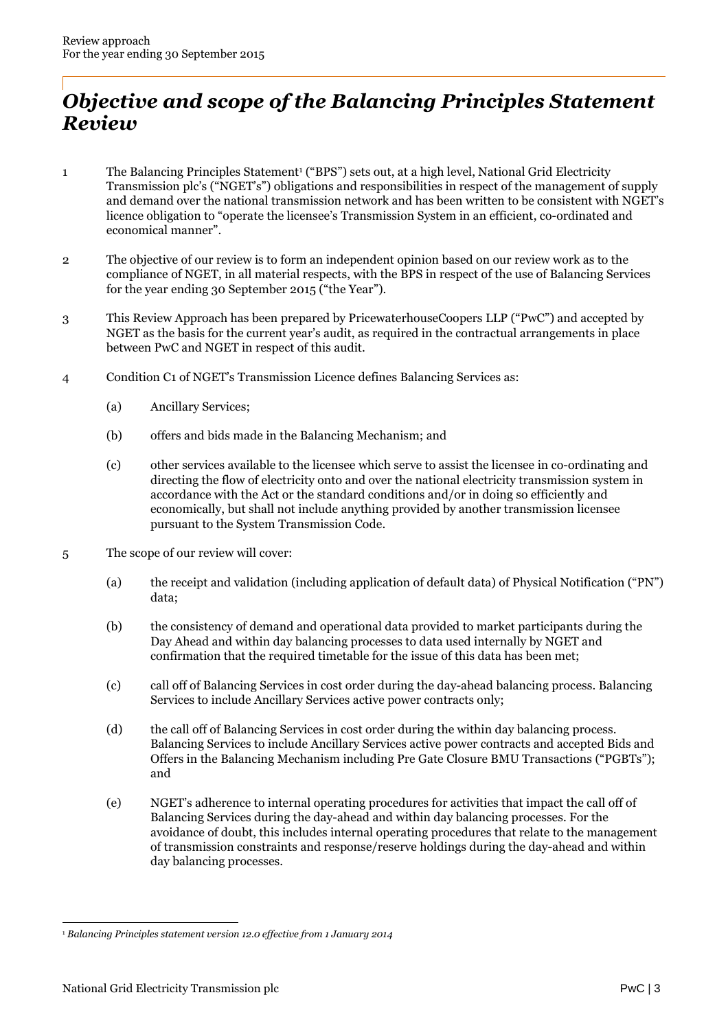# *Objective and scope of the Balancing Principles Statement Review*

1 The Balancing Principles Statement[1] ("BPS") sets out, at a high level, National Grid Electricity Transmission plc's ("NGET's") obligations and responsibilities in respect of the management of supply and demand over the national transmission network and has been written to be consistent with NGET's licence obligation to "operate the licensee's Transmission System in an efficient, co-ordinated and economical manner".

2 The objective of our review is to form an independent opinion based on our review work as to the compliance of NGET, in all material respects, with the BPS in respect of the use of Balancing Services for the year ending 30 September 2015 ("the Year").

3 This Review Approach has been prepared by PricewaterhouseCoopers LLP ("PwC") and accepted by NGET as the basis for the current year's audit, as required in the contractual arrangements in place between PwC and NGET in respect of this audit.

4 Condition C1 of NGET's Transmission Licence defines Balancing Services as:

- (a) Ancillary Services;
- (b) offers and bids made in the Balancing Mechanism; and
- (c) other services available to the licensee which serve to assist the licensee in co-ordinating and directing the flow of electricity onto and over the national electricity transmission system in accordance with the Act or the standard conditions and/or in doing so efficiently and economically, but shall not include anything provided by another transmission licensee pursuant to the System Transmission Code.

5 The scope of our review will cover:

- (a) the receipt and validation (including application of default data) of Physical Notification ("PN") data;
- (b) the consistency of demand and operational data provided to market participants during the Day Ahead and within day balancing processes to data used internally by NGET and confirmation that the required timetable for the issue of this data has been met;
- (c) call off of Balancing Services in cost order during the day-ahead balancing process. Balancing Services to include Ancillary Services active power contracts only;
- (d) the call off of Balancing Services in cost order during the within day balancing process. Balancing Services to include Ancillary Services active power contracts and accepted Bids and Offers in the Balancing Mechanism including Pre Gate Closure BMU Transactions ("PGBTs"); and
- (e) NGET's adherence to internal operating procedures for activities that impact the call off of Balancing Services during the day-ahead and within day balancing processes. For the avoidance of doubt, this includes internal operating procedures that relate to the management of transmission constraints and response/reserve holdings during the day-ahead and within day balancing processes.

[1] *Balancing Principles statement version 12.0 effective from 1 January 2014*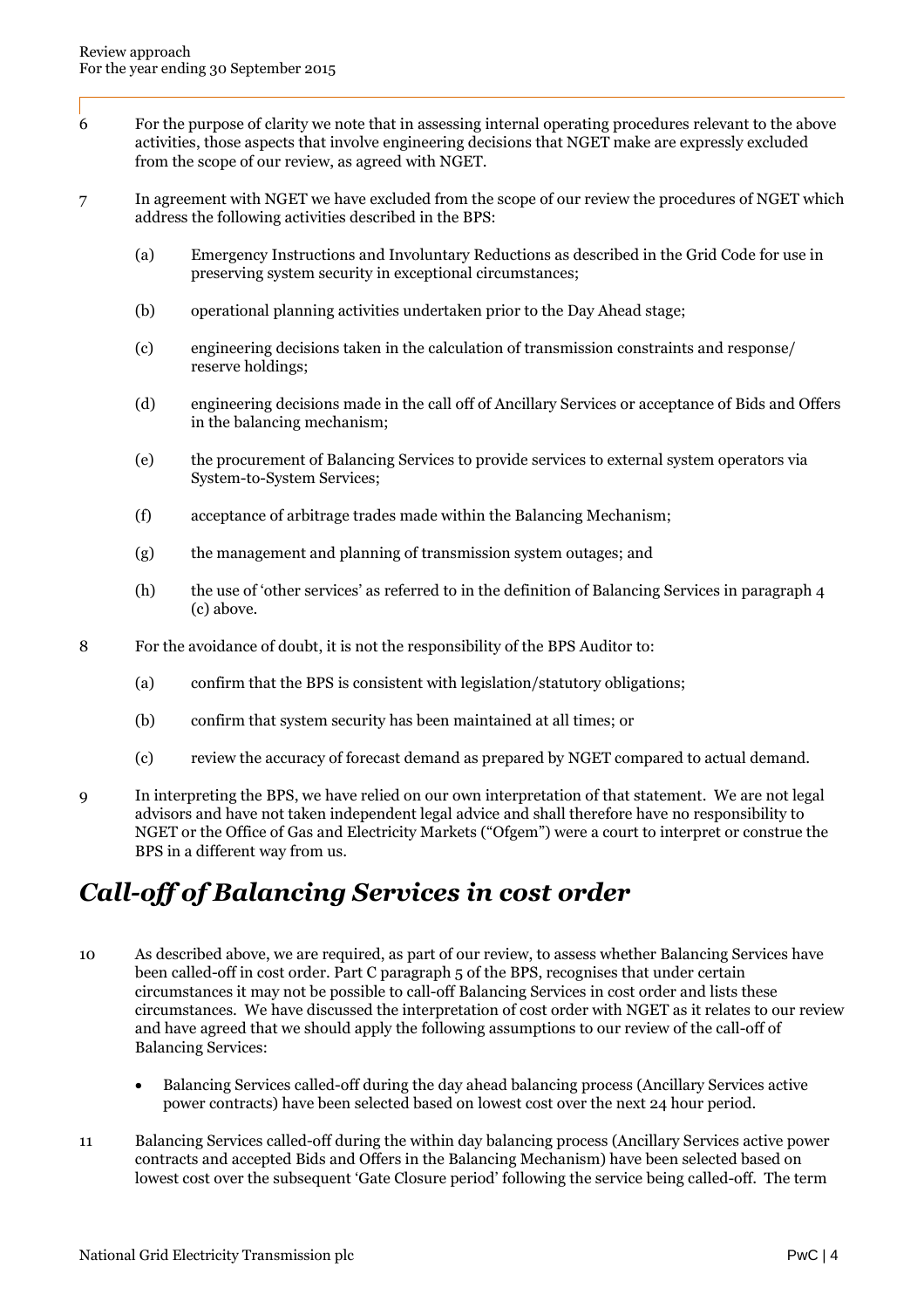6 For the purpose of clarity we note that in assessing internal operating procedures relevant to the above activities, those aspects that involve engineering decisions that NGET make are expressly excluded from the scope of our review, as agreed with NGET.

7 In agreement with NGET we have excluded from the scope of our review the procedures of NGET which address the following activities described in the BPS:

(a) Emergency Instructions and Involuntary Reductions as described in the Grid Code for use in preserving system security in exceptional circumstances;

(b) operational planning activities undertaken prior to the Day Ahead stage;

(c) engineering decisions taken in the calculation of transmission constraints and response/ reserve holdings;

(d) engineering decisions made in the call off of Ancillary Services or acceptance of Bids and Offers in the balancing mechanism;

(e) the procurement of Balancing Services to provide services to external system operators via System-to-System Services;

(f) acceptance of arbitrage trades made within the Balancing Mechanism;

(g) the management and planning of transmission system outages; and

(h) the use of 'other services' as referred to in the definition of Balancing Services in paragraph 4 (c) above.

8 For the avoidance of doubt, it is not the responsibility of the BPS Auditor to:

(a) confirm that the BPS is consistent with legislation/statutory obligations;

(b) confirm that system security has been maintained at all times; or

(c) review the accuracy of forecast demand as prepared by NGET compared to actual demand.

9 In interpreting the BPS, we have relied on our own interpretation of that statement. We are not legal advisors and have not taken independent legal advice and shall therefore have no responsibility to NGET or the Office of Gas and Electricity Markets ("Ofgem") were a court to interpret or construe the BPS in a different way from us.

## *Call-off of Balancing Services in cost order*

10 As described above, we are required, as part of our review, to assess whether Balancing Services have been called-off in cost order. Part C paragraph 5 of the BPS, recognises that under certain circumstances it may not be possible to call-off Balancing Services in cost order and lists these circumstances. We have discussed the interpretation of cost order with NGET as it relates to our review and have agreed that we should apply the following assumptions to our review of the call-off of Balancing Services:

- Balancing Services called-off during the day ahead balancing process (Ancillary Services active power contracts) have been selected based on lowest cost over the next 24 hour period.

11 Balancing Services called-off during the within day balancing process (Ancillary Services active power contracts and accepted Bids and Offers in the Balancing Mechanism) have been selected based on lowest cost over the subsequent 'Gate Closure period' following the service being called-off. The term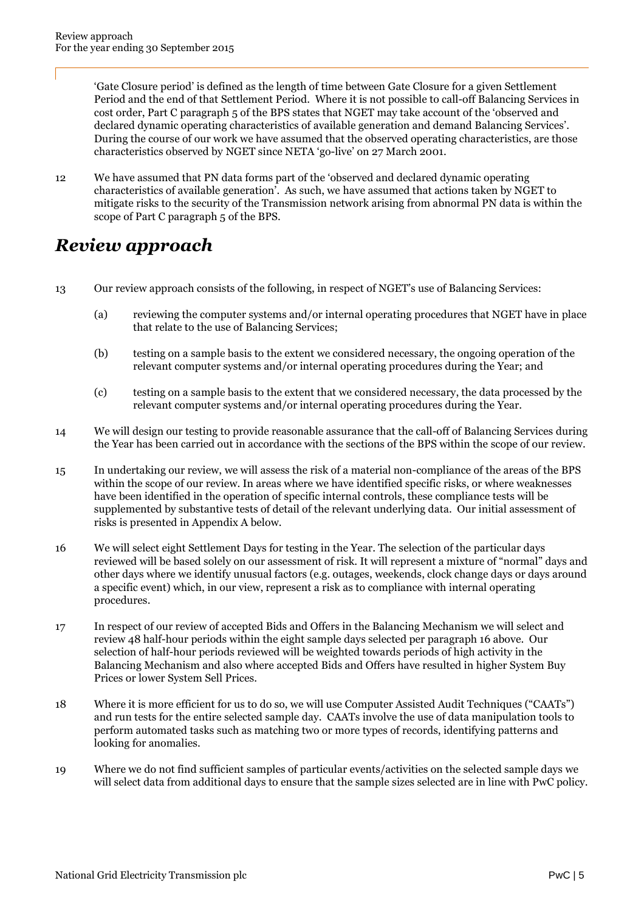'Gate Closure period' is defined as the length of time between Gate Closure for a given Settlement Period and the end of that Settlement Period. Where it is not possible to call-off Balancing Services in cost order, Part C paragraph 5 of the BPS states that NGET may take account of the 'observed and declared dynamic operating characteristics of available generation and demand Balancing Services'. During the course of our work we have assumed that the observed operating characteristics, are those characteristics observed by NGET since NETA 'go-live' on 27 March 2001.

12 We have assumed that PN data forms part of the 'observed and declared dynamic operating characteristics of available generation'. As such, we have assumed that actions taken by NGET to mitigate risks to the security of the Transmission network arising from abnormal PN data is within the scope of Part C paragraph 5 of the BPS.

## *Review approach*

13 Our review approach consists of the following, in respect of NGET's use of Balancing Services:

(a) reviewing the computer systems and/or internal operating procedures that NGET have in place that relate to the use of Balancing Services;

(b) testing on a sample basis to the extent we considered necessary, the ongoing operation of the relevant computer systems and/or internal operating procedures during the Year; and

(c) testing on a sample basis to the extent that we considered necessary, the data processed by the relevant computer systems and/or internal operating procedures during the Year.

14 We will design our testing to provide reasonable assurance that the call-off of Balancing Services during the Year has been carried out in accordance with the sections of the BPS within the scope of our review.

15 In undertaking our review, we will assess the risk of a material non-compliance of the areas of the BPS within the scope of our review. In areas where we have identified specific risks, or where weaknesses have been identified in the operation of specific internal controls, these compliance tests will be supplemented by substantive tests of detail of the relevant underlying data. Our initial assessment of risks is presented in Appendix A below.

16 We will select eight Settlement Days for testing in the Year. The selection of the particular days reviewed will be based solely on our assessment of risk. It will represent a mixture of "normal" days and other days where we identify unusual factors (e.g. outages, weekends, clock change days or days around a specific event) which, in our view, represent a risk as to compliance with internal operating procedures.

17 In respect of our review of accepted Bids and Offers in the Balancing Mechanism we will select and review 48 half-hour periods within the eight sample days selected per paragraph 16 above. Our selection of half-hour periods reviewed will be weighted towards periods of high activity in the Balancing Mechanism and also where accepted Bids and Offers have resulted in higher System Buy Prices or lower System Sell Prices.

18 Where it is more efficient for us to do so, we will use Computer Assisted Audit Techniques ("CAATs") and run tests for the entire selected sample day. CAATs involve the use of data manipulation tools to perform automated tasks such as matching two or more types of records, identifying patterns and looking for anomalies.

19 Where we do not find sufficient samples of particular events/activities on the selected sample days we will select data from additional days to ensure that the sample sizes selected are in line with PwC policy.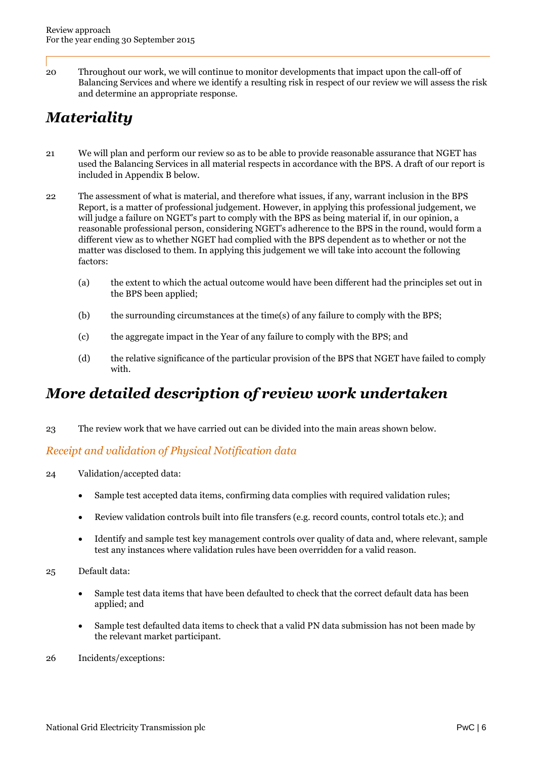20 Throughout our work, we will continue to monitor developments that impact upon the call-off of Balancing Services and where we identify a resulting risk in respect of our review we will assess the risk and determine an appropriate response.

## *Materiality*

21 We will plan and perform our review so as to be able to provide reasonable assurance that NGET has used the Balancing Services in all material respects in accordance with the BPS. A draft of our report is included in Appendix B below.

22 The assessment of what is material, and therefore what issues, if any, warrant inclusion in the BPS Report, is a matter of professional judgement. However, in applying this professional judgement, we will judge a failure on NGET's part to comply with the BPS as being material if, in our opinion, a reasonable professional person, considering NGET's adherence to the BPS in the round, would form a different view as to whether NGET had complied with the BPS dependent as to whether or not the matter was disclosed to them. In applying this judgement we will take into account the following factors:

(a) the extent to which the actual outcome would have been different had the principles set out in the BPS been applied;

(b) the surrounding circumstances at the time(s) of any failure to comply with the BPS;

(c) the aggregate impact in the Year of any failure to comply with the BPS; and

(d) the relative significance of the particular provision of the BPS that NGET have failed to comply with.

## *More detailed description of review work undertaken*

23 The review work that we have carried out can be divided into the main areas shown below.

### *Receipt and validation of Physical Notification data*

24 Validation/accepted data:

- Sample test accepted data items, confirming data complies with required validation rules;
- Review validation controls built into file transfers (e.g. record counts, control totals etc.); and
- Identify and sample test key management controls over quality of data and, where relevant, sample test any instances where validation rules have been overridden for a valid reason.

25 Default data:

- Sample test data items that have been defaulted to check that the correct default data has been applied; and
- Sample test defaulted data items to check that a valid PN data submission has not been made by the relevant market participant.

26 Incidents/exceptions: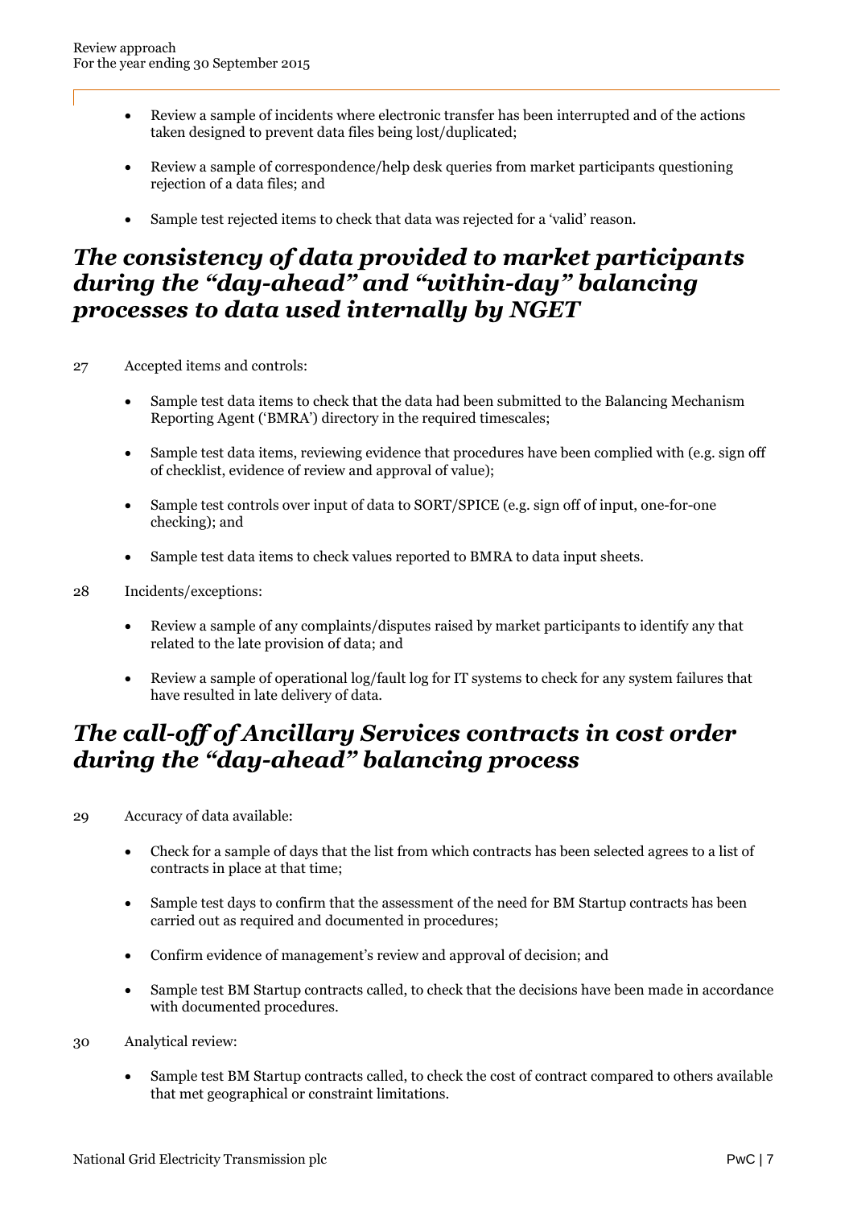- Review a sample of incidents where electronic transfer has been interrupted and of the actions taken designed to prevent data files being lost/duplicated;
- Review a sample of correspondence/help desk queries from market participants questioning rejection of a data files; and
- Sample test rejected items to check that data was rejected for a 'valid' reason.

## *The consistency of data provided to market participants during the "day-ahead" and "within-day" balancing processes to data used internally by NGET*

27 Accepted items and controls:

- Sample test data items to check that the data had been submitted to the Balancing Mechanism Reporting Agent ('BMRA') directory in the required timescales;
- Sample test data items, reviewing evidence that procedures have been complied with (e.g. sign off of checklist, evidence of review and approval of value);
- Sample test controls over input of data to SORT/SPICE (e.g. sign off of input, one-for-one checking); and
- Sample test data items to check values reported to BMRA to data input sheets.

28 Incidents/exceptions:

- Review a sample of any complaints/disputes raised by market participants to identify any that related to the late provision of data; and
- Review a sample of operational log/fault log for IT systems to check for any system failures that have resulted in late delivery of data.

## *The call-off of Ancillary Services contracts in cost order during the "day-ahead" balancing process*

29 Accuracy of data available:

- Check for a sample of days that the list from which contracts has been selected agrees to a list of contracts in place at that time;
- Sample test days to confirm that the assessment of the need for BM Startup contracts has been carried out as required and documented in procedures;
- Confirm evidence of management's review and approval of decision; and
- Sample test BM Startup contracts called, to check that the decisions have been made in accordance with documented procedures.

30 Analytical review:

- Sample test BM Startup contracts called, to check the cost of contract compared to others available that met geographical or constraint limitations.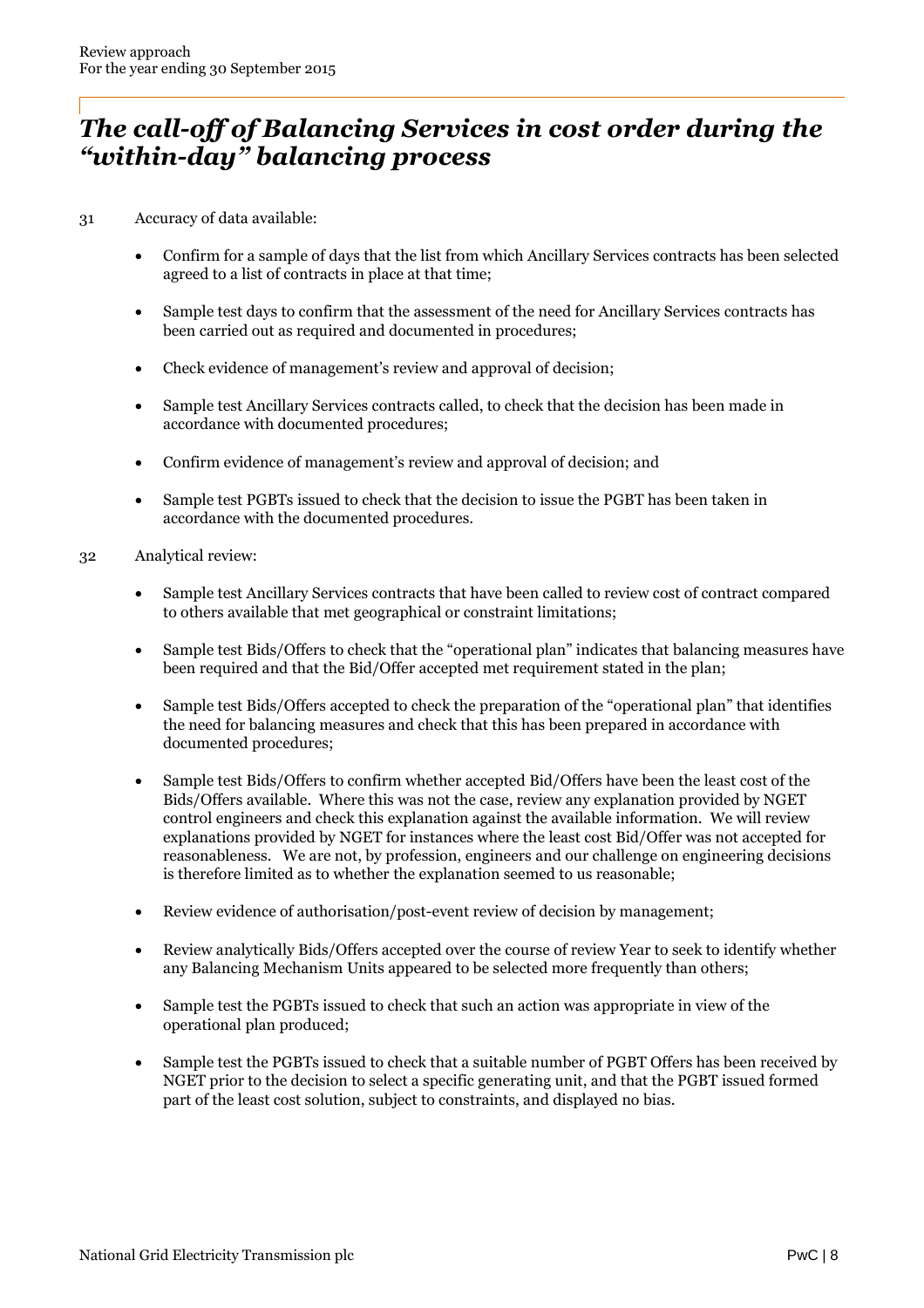# *The call-off of Balancing Services in cost order during the "within-day" balancing process*

31 Accuracy of data available:

- Confirm for a sample of days that the list from which Ancillary Services contracts has been selected agreed to a list of contracts in place at that time;
- Sample test days to confirm that the assessment of the need for Ancillary Services contracts has been carried out as required and documented in procedures;
- Check evidence of management's review and approval of decision;
- Sample test Ancillary Services contracts called, to check that the decision has been made in accordance with documented procedures;
- Confirm evidence of management's review and approval of decision; and
- Sample test PGBTs issued to check that the decision to issue the PGBT has been taken in accordance with the documented procedures.

32 Analytical review:

- Sample test Ancillary Services contracts that have been called to review cost of contract compared to others available that met geographical or constraint limitations;
- Sample test Bids/Offers to check that the "operational plan" indicates that balancing measures have been required and that the Bid/Offer accepted met requirement stated in the plan;
- Sample test Bids/Offers accepted to check the preparation of the "operational plan" that identifies the need for balancing measures and check that this has been prepared in accordance with documented procedures;
- Sample test Bids/Offers to confirm whether accepted Bid/Offers have been the least cost of the Bids/Offers available. Where this was not the case, review any explanation provided by NGET control engineers and check this explanation against the available information. We will review explanations provided by NGET for instances where the least cost Bid/Offer was not accepted for reasonableness. We are not, by profession, engineers and our challenge on engineering decisions is therefore limited as to whether the explanation seemed to us reasonable;
- Review evidence of authorisation/post-event review of decision by management;
- Review analytically Bids/Offers accepted over the course of review Year to seek to identify whether any Balancing Mechanism Units appeared to be selected more frequently than others;
- Sample test the PGBTs issued to check that such an action was appropriate in view of the operational plan produced;
- Sample test the PGBTs issued to check that a suitable number of PGBT Offers has been received by NGET prior to the decision to select a specific generating unit, and that the PGBT issued formed part of the least cost solution, subject to constraints, and displayed no bias.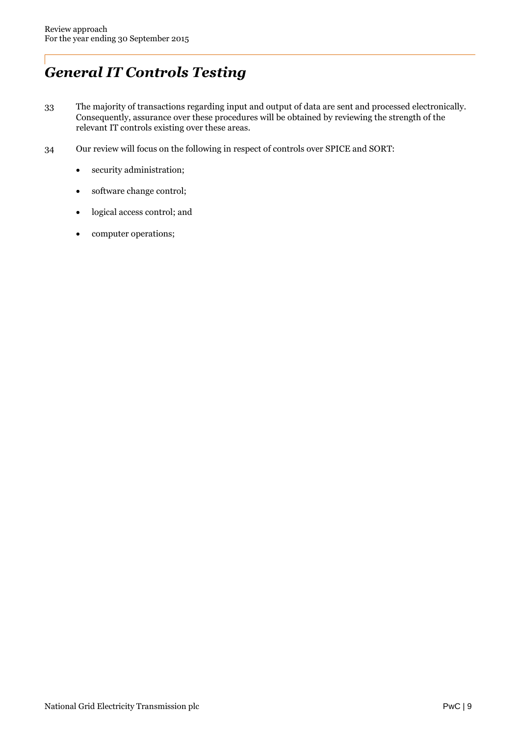# *General IT Controls Testing*

33 The majority of transactions regarding input and output of data are sent and processed electronically. Consequently, assurance over these procedures will be obtained by reviewing the strength of the relevant IT controls existing over these areas.

34 Our review will focus on the following in respect of controls over SPICE and SORT:

- security administration;
- software change control;
- logical access control; and
- computer operations;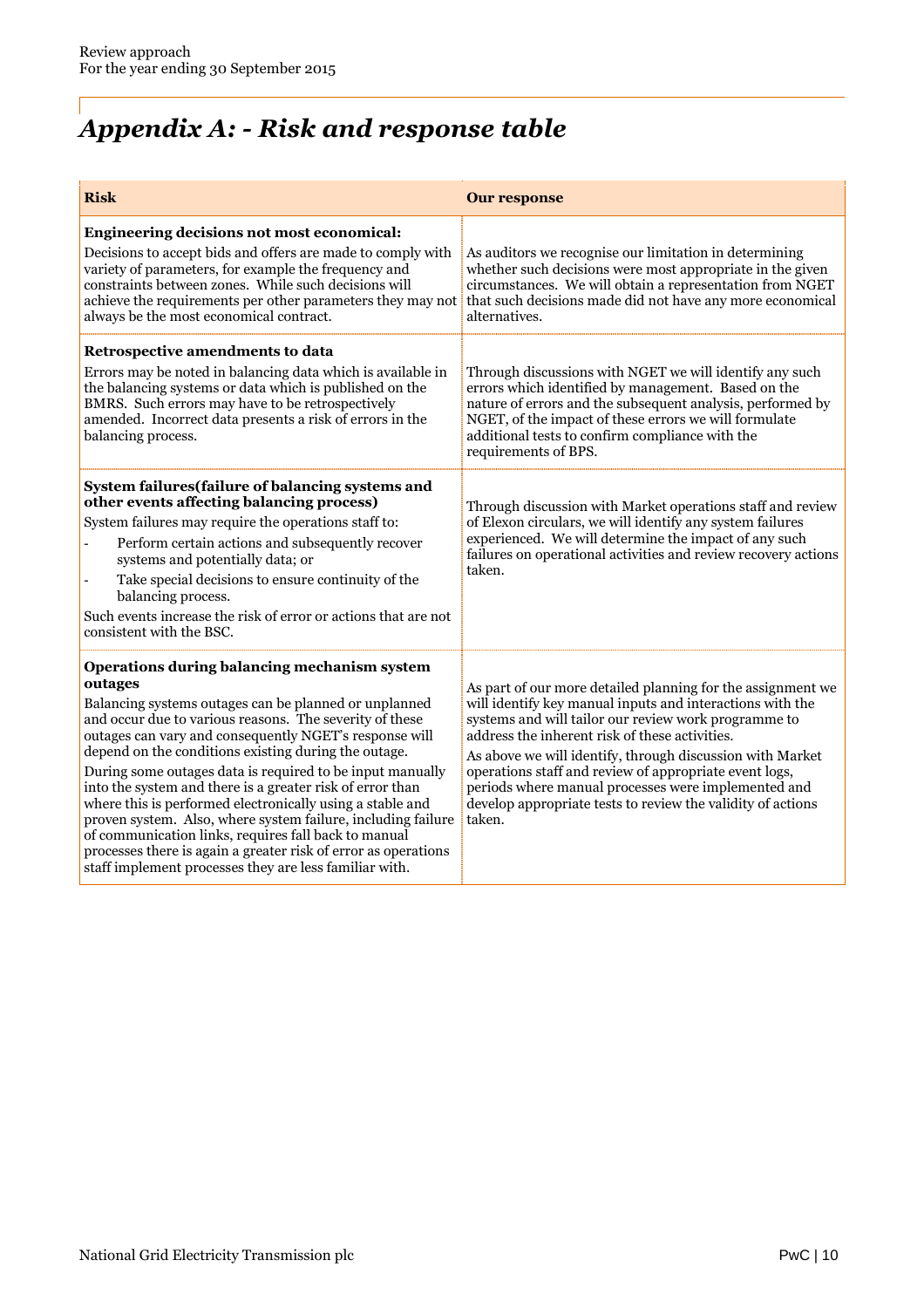# *Appendix A: - Risk and response table*

| Risk | Our response |
|---|---|
| **Engineering decisions not most economical:**<br>Decisions to accept bids and offers are made to comply with variety of parameters, for example the frequency and constraints between zones. While such decisions will achieve the requirements per other parameters they may not always be the most economical contract. | As auditors we recognise our limitation in determining whether such decisions were most appropriate in the given circumstances. We will obtain a representation from NGET that such decisions made did not have any more economical alternatives. |
| **Retrospective amendments to data**<br>Errors may be noted in balancing data which is available in the balancing systems or data which is published on the BMRS. Such errors may have to be retrospectively amended. Incorrect data presents a risk of errors in the balancing process. | Through discussions with NGET we will identify any such errors which identified by management. Based on the nature of errors and the subsequent analysis, performed by NGET, of the impact of these errors we will formulate additional tests to confirm compliance with the requirements of BPS. |
| **System failures(failure of balancing systems and other events affecting balancing process)**<br>System failures may require the operations staff to:<br>- Perform certain actions and subsequently recover systems and potentially data; or<br>- Take special decisions to ensure continuity of the balancing process.<br>Such events increase the risk of error or actions that are not consistent with the BSC. | Through discussion with Market operations staff and review of Elexon circulars, we will identify any system failures experienced. We will determine the impact of any such failures on operational activities and review recovery actions taken. |
| **Operations during balancing mechanism system outages**<br>Balancing systems outages can be planned or unplanned and occur due to various reasons. The severity of these outages can vary and consequently NGET's response will depend on the conditions existing during the outage.<br>During some outages data is required to be input manually into the system and there is a greater risk of error than where this is performed electronically using a stable and proven system. Also, where system failure, including failure of communication links, requires fall back to manual processes there is again a greater risk of error as operations staff implement processes they are less familiar with. | As part of our more detailed planning for the assignment we will identify key manual inputs and interactions with the systems and will tailor our review work programme to address the inherent risk of these activities.<br>As above we will identify, through discussion with Market operations staff and review of appropriate event logs, periods where manual processes were implemented and develop appropriate tests to review the validity of actions taken. |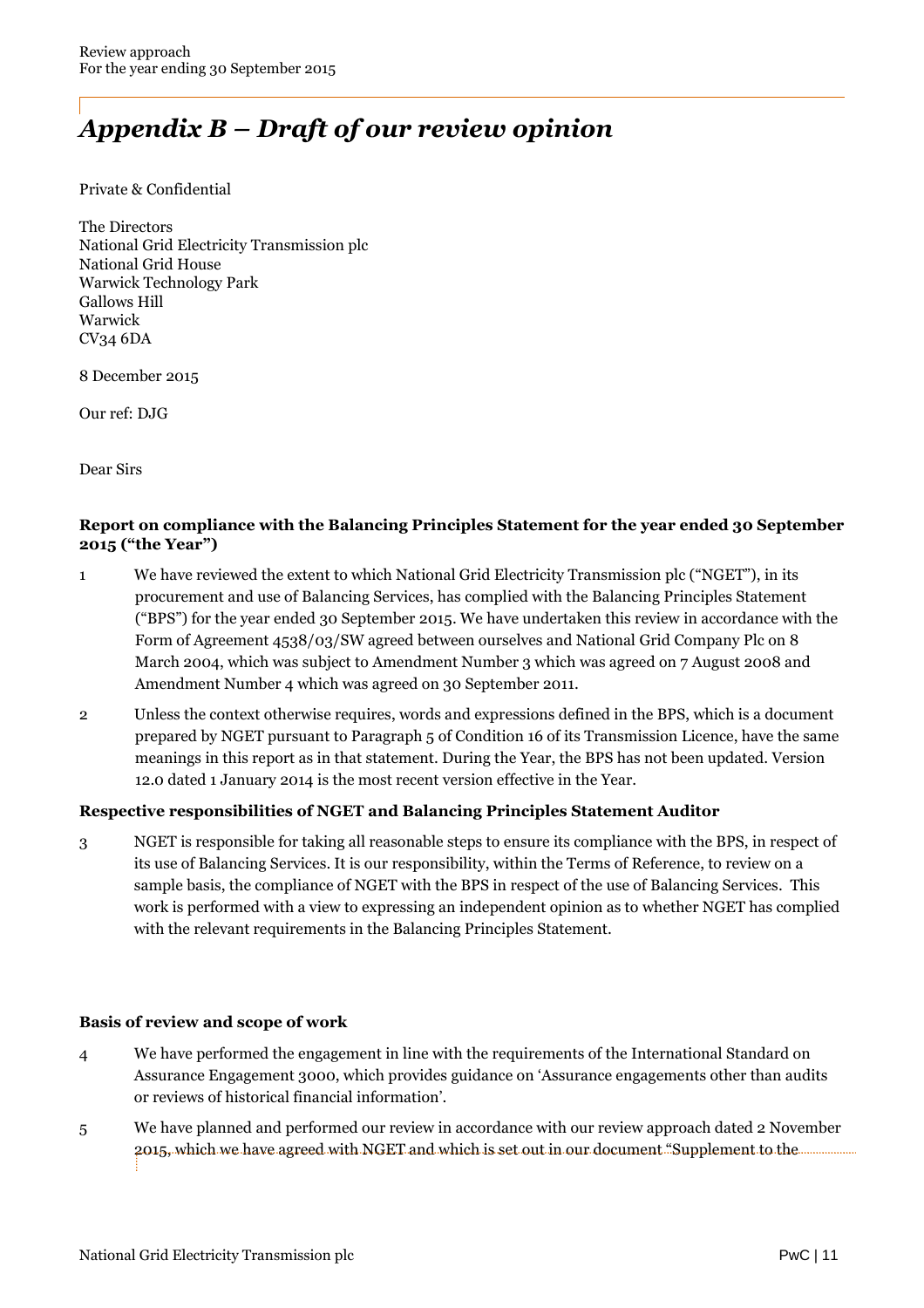# *Appendix B – Draft of our review opinion*

Private & Confidential

The Directors
National Grid Electricity Transmission plc
National Grid House
Warwick Technology Park
Gallows Hill
Warwick
CV34 6DA

8 December 2015

Our ref: DJG

Dear Sirs

**Report on compliance with the Balancing Principles Statement for the year ended 30 September 2015 ("the Year")**

1 We have reviewed the extent to which National Grid Electricity Transmission plc ("NGET"), in its procurement and use of Balancing Services, has complied with the Balancing Principles Statement ("BPS") for the year ended 30 September 2015. We have undertaken this review in accordance with the Form of Agreement 4538/03/SW agreed between ourselves and National Grid Company Plc on 8 March 2004, which was subject to Amendment Number 3 which was agreed on 7 August 2008 and Amendment Number 4 which was agreed on 30 September 2011.

2 Unless the context otherwise requires, words and expressions defined in the BPS, which is a document prepared by NGET pursuant to Paragraph 5 of Condition 16 of its Transmission Licence, have the same meanings in this report as in that statement. During the Year, the BPS has not been updated. Version 12.0 dated 1 January 2014 is the most recent version effective in the Year.

**Respective responsibilities of NGET and Balancing Principles Statement Auditor**

3 NGET is responsible for taking all reasonable steps to ensure its compliance with the BPS, in respect of its use of Balancing Services. It is our responsibility, within the Terms of Reference, to review on a sample basis, the compliance of NGET with the BPS in respect of the use of Balancing Services. This work is performed with a view to expressing an independent opinion as to whether NGET has complied with the relevant requirements in the Balancing Principles Statement.

**Basis of review and scope of work**

4 We have performed the engagement in line with the requirements of the International Standard on Assurance Engagement 3000, which provides guidance on 'Assurance engagements other than audits or reviews of historical financial information'.

5 We have planned and performed our review in accordance with our review approach dated 2 November 2015, which we have agreed with NGET and which is set out in our document "Supplement to the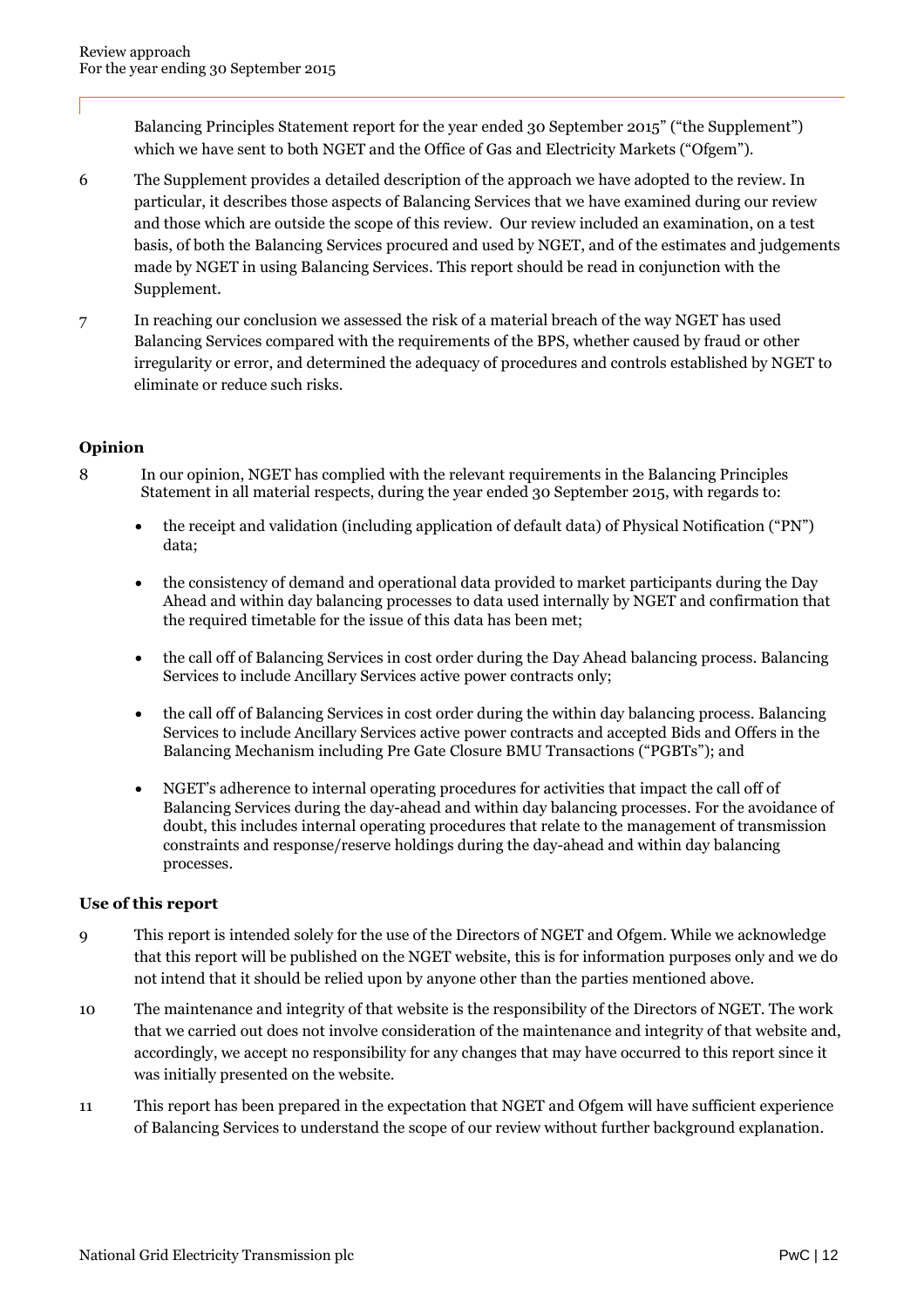Balancing Principles Statement report for the year ended 30 September 2015" ("the Supplement") which we have sent to both NGET and the Office of Gas and Electricity Markets ("Ofgem").

6 The Supplement provides a detailed description of the approach we have adopted to the review. In particular, it describes those aspects of Balancing Services that we have examined during our review and those which are outside the scope of this review. Our review included an examination, on a test basis, of both the Balancing Services procured and used by NGET, and of the estimates and judgements made by NGET in using Balancing Services. This report should be read in conjunction with the Supplement.

7 In reaching our conclusion we assessed the risk of a material breach of the way NGET has used Balancing Services compared with the requirements of the BPS, whether caused by fraud or other irregularity or error, and determined the adequacy of procedures and controls established by NGET to eliminate or reduce such risks.

**Opinion**

8 In our opinion, NGET has complied with the relevant requirements in the Balancing Principles Statement in all material respects, during the year ended 30 September 2015, with regards to:

- the receipt and validation (including application of default data) of Physical Notification ("PN") data;
- the consistency of demand and operational data provided to market participants during the Day Ahead and within day balancing processes to data used internally by NGET and confirmation that the required timetable for the issue of this data has been met;
- the call off of Balancing Services in cost order during the Day Ahead balancing process. Balancing Services to include Ancillary Services active power contracts only;
- the call off of Balancing Services in cost order during the within day balancing process. Balancing Services to include Ancillary Services active power contracts and accepted Bids and Offers in the Balancing Mechanism including Pre Gate Closure BMU Transactions ("PGBTs"); and
- NGET's adherence to internal operating procedures for activities that impact the call off of Balancing Services during the day-ahead and within day balancing processes. For the avoidance of doubt, this includes internal operating procedures that relate to the management of transmission constraints and response/reserve holdings during the day-ahead and within day balancing processes.

**Use of this report**

9 This report is intended solely for the use of the Directors of NGET and Ofgem. While we acknowledge that this report will be published on the NGET website, this is for information purposes only and we do not intend that it should be relied upon by anyone other than the parties mentioned above.

10 The maintenance and integrity of that website is the responsibility of the Directors of NGET. The work that we carried out does not involve consideration of the maintenance and integrity of that website and, accordingly, we accept no responsibility for any changes that may have occurred to this report since it was initially presented on the website.

11 This report has been prepared in the expectation that NGET and Ofgem will have sufficient experience of Balancing Services to understand the scope of our review without further background explanation.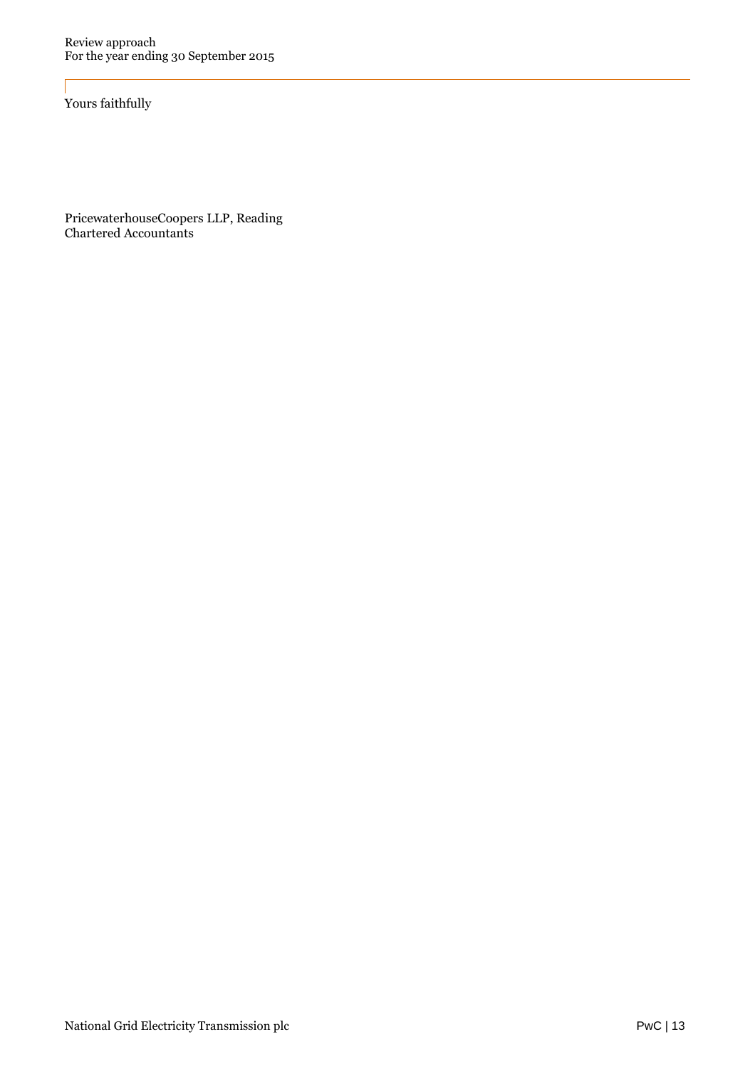Yours faithfully

PricewaterhouseCoopers LLP, Reading
Chartered Accountants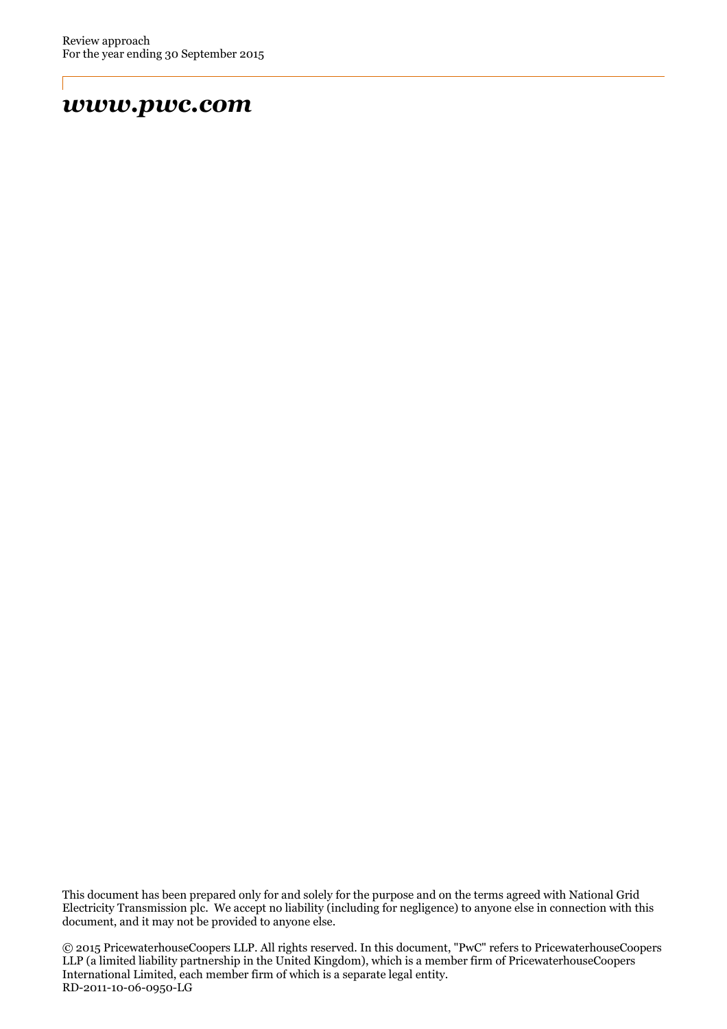***www.pwc.com***

This document has been prepared only for and solely for the purpose and on the terms agreed with National Grid Electricity Transmission plc. We accept no liability (including for negligence) to anyone else in connection with this document, and it may not be provided to anyone else.

© 2015 PricewaterhouseCoopers LLP. All rights reserved. In this document, "PwC" refers to PricewaterhouseCoopers LLP (a limited liability partnership in the United Kingdom), which is a member firm of PricewaterhouseCoopers International Limited, each member firm of which is a separate legal entity.
RD-2011-10-06-0950-LG